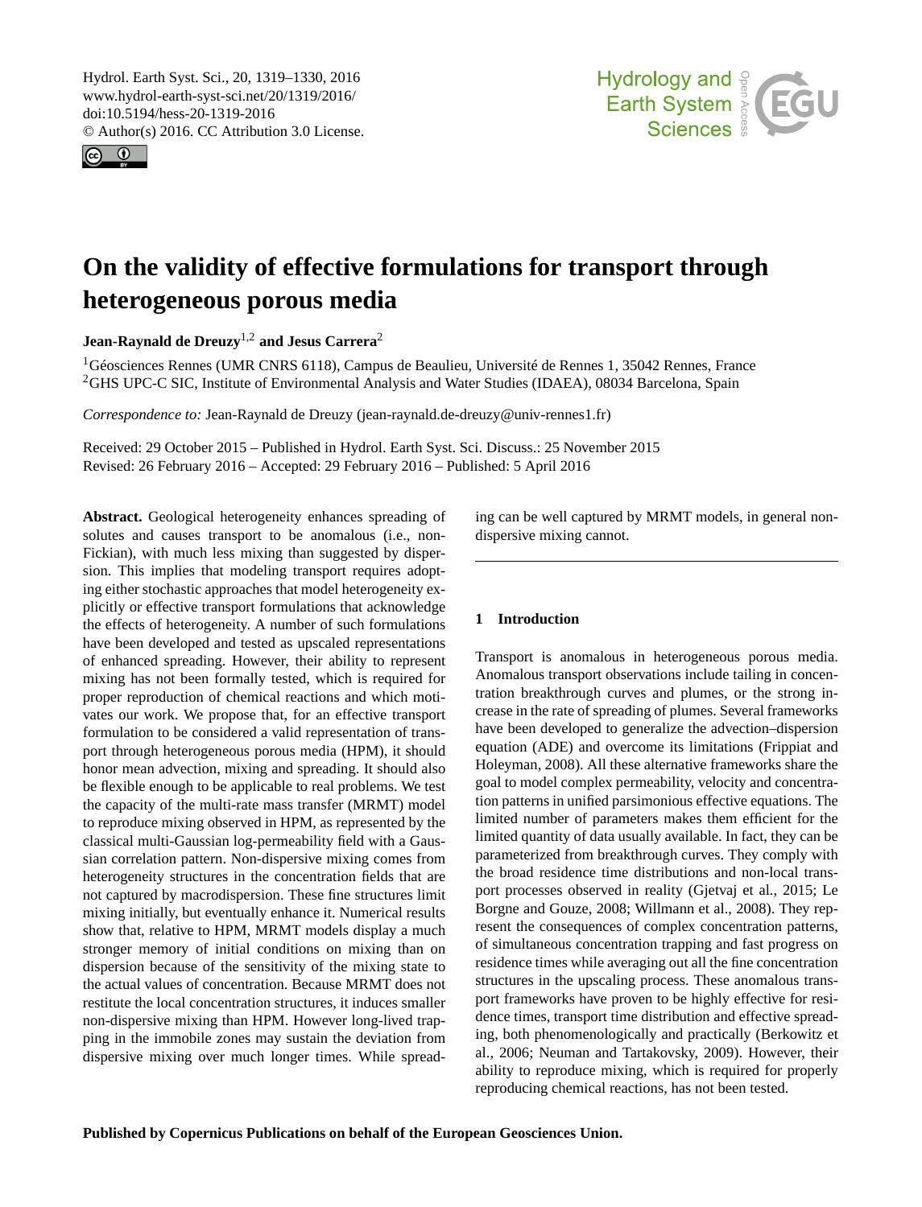# On the validity of effective formulations for transport through heterogeneous porous media

**Jean-Raynald de Dreuzy[1,2] and Jesus Carrera[2]**

[1]Géosciences Rennes (UMR CNRS 6118), Campus de Beaulieu, Université de Rennes 1, 35042 Rennes, France
[2]GHS UPC-C SIC, Institute of Environmental Analysis and Water Studies (IDAEA), 08034 Barcelona, Spain

*Correspondence to:* Jean-Raynald de Dreuzy (jean-raynald.de-dreuzy@univ-rennes1.fr)

Received: 29 October 2015 – Published in Hydrol. Earth Syst. Sci. Discuss.: 25 November 2015
Revised: 26 February 2016 – Accepted: 29 February 2016 – Published: 5 April 2016

**Abstract.** Geological heterogeneity enhances spreading of solutes and causes transport to be anomalous (i.e., non-Fickian), with much less mixing than suggested by dispersion. This implies that modeling transport requires adopting either stochastic approaches that model heterogeneity explicitly or effective transport formulations that acknowledge the effects of heterogeneity. A number of such formulations have been developed and tested as upscaled representations of enhanced spreading. However, their ability to represent mixing has not been formally tested, which is required for proper reproduction of chemical reactions and which motivates our work. We propose that, for an effective transport formulation to be considered a valid representation of transport through heterogeneous porous media (HPM), it should honor mean advection, mixing and spreading. It should also be flexible enough to be applicable to real problems. We test the capacity of the multi-rate mass transfer (MRMT) model to reproduce mixing observed in HPM, as represented by the classical multi-Gaussian log-permeability field with a Gaussian correlation pattern. Non-dispersive mixing comes from heterogeneity structures in the concentration fields that are not captured by macrodispersion. These fine structures limit mixing initially, but eventually enhance it. Numerical results show that, relative to HPM, MRMT models display a much stronger memory of initial conditions on mixing than on dispersion because of the sensitivity of the mixing state to the actual values of concentration. Because MRMT does not restitute the local concentration structures, it induces smaller non-dispersive mixing than HPM. However long-lived trapping in the immobile zones may sustain the deviation from dispersive mixing over much longer times. While spreading can be well captured by MRMT models, in general non-dispersive mixing cannot.

## 1 Introduction

Transport is anomalous in heterogeneous porous media. Anomalous transport observations include tailing in concentration breakthrough curves and plumes, or the strong increase in the rate of spreading of plumes. Several frameworks have been developed to generalize the advection–dispersion equation (ADE) and overcome its limitations (Frippiat and Holeyman, 2008). All these alternative frameworks share the goal to model complex permeability, velocity and concentration patterns in unified parsimonious effective equations. The limited number of parameters makes them efficient for the limited quantity of data usually available. In fact, they can be parameterized from breakthrough curves. They comply with the broad residence time distributions and non-local transport processes observed in reality (Gjetvaj et al., 2015; Le Borgne and Gouze, 2008; Willmann et al., 2008). They represent the consequences of complex concentration patterns, of simultaneous concentration trapping and fast progress on residence times while averaging out all the fine concentration structures in the upscaling process. These anomalous transport frameworks have proven to be highly effective for residence times, transport time distribution and effective spreading, both phenomenologically and practically (Berkowitz et al., 2006; Neuman and Tartakovsky, 2009). However, their ability to reproduce mixing, which is required for properly reproducing chemical reactions, has not been tested.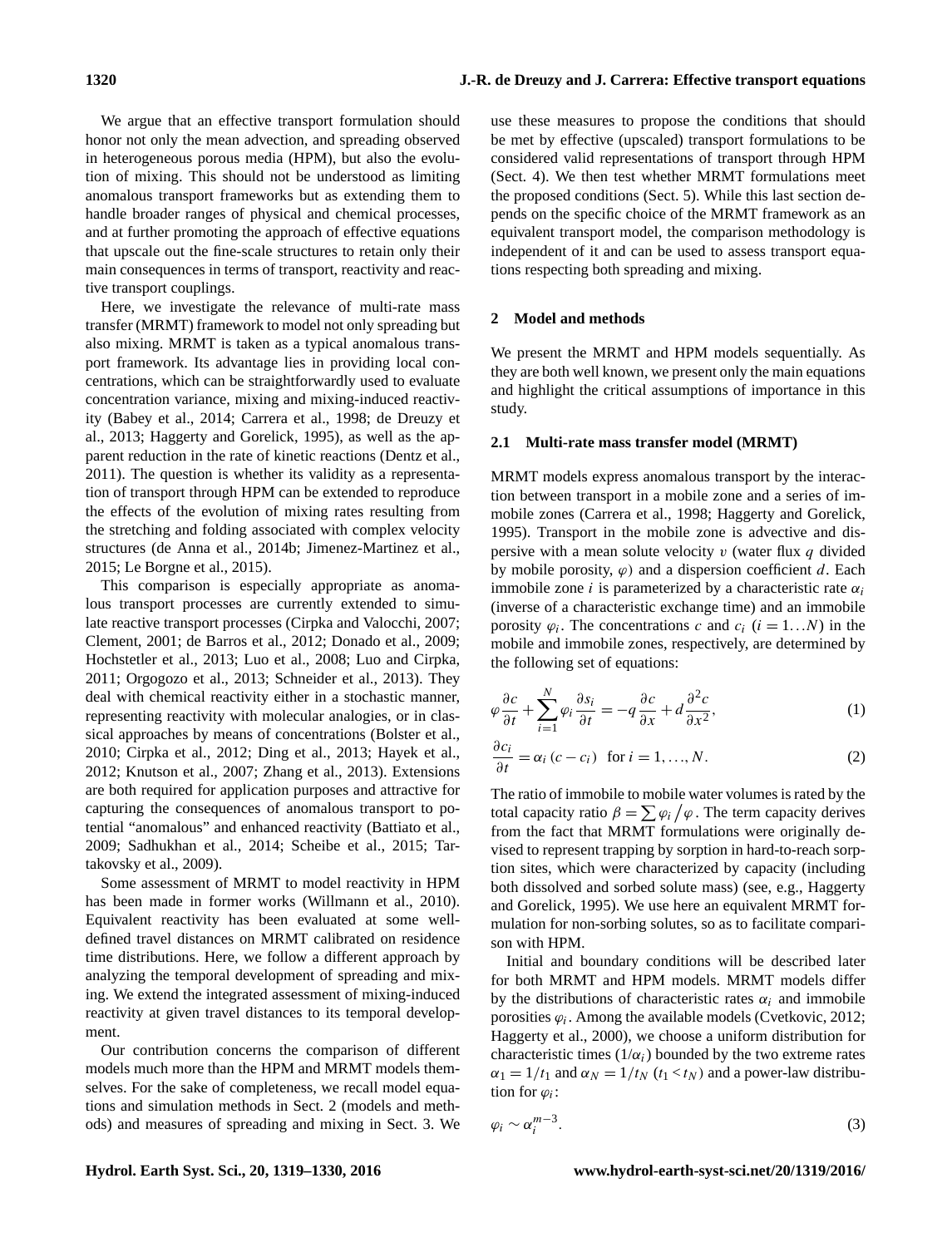We argue that an effective transport formulation should honor not only the mean advection, and spreading observed in heterogeneous porous media (HPM), but also the evolution of mixing. This should not be understood as limiting anomalous transport frameworks but as extending them to handle broader ranges of physical and chemical processes, and at further promoting the approach of effective equations that upscale out the fine-scale structures to retain only their main consequences in terms of transport, reactivity and reactive transport couplings.

Here, we investigate the relevance of multi-rate mass transfer (MRMT) framework to model not only spreading but also mixing. MRMT is taken as a typical anomalous transport framework. Its advantage lies in providing local concentrations, which can be straightforwardly used to evaluate concentration variance, mixing and mixing-induced reactivity (Babey et al., 2014; Carrera et al., 1998; de Dreuzy et al., 2013; Haggerty and Gorelick, 1995), as well as the apparent reduction in the rate of kinetic reactions (Dentz et al., 2011). The question is whether its validity as a representation of transport through HPM can be extended to reproduce the effects of the evolution of mixing rates resulting from the stretching and folding associated with complex velocity structures (de Anna et al., 2014b; Jimenez-Martinez et al., 2015; Le Borgne et al., 2015).

This comparison is especially appropriate as anomalous transport processes are currently extended to simulate reactive transport processes (Cirpka and Valocchi, 2007; Clement, 2001; de Barros et al., 2012; Donado et al., 2009; Hochstetler et al., 2013; Luo et al., 2008; Luo and Cirpka, 2011; Orgogozo et al., 2013; Schneider et al., 2013). They deal with chemical reactivity either in a stochastic manner, representing reactivity with molecular analogies, or in classical approaches by means of concentrations (Bolster et al., 2010; Cirpka et al., 2012; Ding et al., 2013; Hayek et al., 2012; Knutson et al., 2007; Zhang et al., 2013). Extensions are both required for application purposes and attractive for capturing the consequences of anomalous transport to potential "anomalous" and enhanced reactivity (Battiato et al., 2009; Sadhukhan et al., 2014; Scheibe et al., 2015; Tartakovsky et al., 2009).

Some assessment of MRMT to model reactivity in HPM has been made in former works (Willmann et al., 2010). Equivalent reactivity has been evaluated at some well-defined travel distances on MRMT calibrated on residence time distributions. Here, we follow a different approach by analyzing the temporal development of spreading and mixing. We extend the integrated assessment of mixing-induced reactivity at given travel distances to its temporal development.

Our contribution concerns the comparison of different models much more than the HPM and MRMT models themselves. For the sake of completeness, we recall model equations and simulation methods in Sect. 2 (models and methods) and measures of spreading and mixing in Sect. 3. We use these measures to propose the conditions that should be met by effective (upscaled) transport formulations to be considered valid representations of transport through HPM (Sect. 4). We then test whether MRMT formulations meet the proposed conditions (Sect. 5). While this last section depends on the specific choice of the MRMT framework as an equivalent transport model, the comparison methodology is independent of it and can be used to assess transport equations respecting both spreading and mixing.

## 2 Model and methods

We present the MRMT and HPM models sequentially. As they are both well known, we present only the main equations and highlight the critical assumptions of importance in this study.

### 2.1 Multi-rate mass transfer model (MRMT)

MRMT models express anomalous transport by the interaction between transport in a mobile zone and a series of immobile zones (Carrera et al., 1998; Haggerty and Gorelick, 1995). Transport in the mobile zone is advective and dispersive with a mean solute velocity $v$ (water flux $q$ divided by mobile porosity, $\varphi$) and a dispersion coefficient $d$. Each immobile zone $i$ is parameterized by a characteristic rate $\alpha_i$ (inverse of a characteristic exchange time) and an immobile porosity $\varphi_i$. The concentrations $c$ and $c_i$ $(i = 1 \ldots N)$ in the mobile and immobile zones, respectively, are determined by the following set of equations:

$$\varphi \frac{\partial c}{\partial t} + \sum_{i=1}^{N} \varphi_i \frac{\partial s_i}{\partial t} = -q \frac{\partial c}{\partial x} + d \frac{\partial^2 c}{\partial x^2}, \tag{1}$$

$$\frac{\partial c_i}{\partial t} = \alpha_i \left(c - c_i\right) \quad \text{for } i = 1, \ldots, N. \tag{2}$$

The ratio of immobile to mobile water volumes is rated by the total capacity ratio $\beta = \sum \varphi_i \big/ \varphi$. The term capacity derives from the fact that MRMT formulations were originally devised to represent trapping by sorption in hard-to-reach sorption sites, which were characterized by capacity (including both dissolved and sorbed solute mass) (see, e.g., Haggerty and Gorelick, 1995). We use here an equivalent MRMT formulation for non-sorbing solutes, so as to facilitate comparison with HPM.

Initial and boundary conditions will be described later for both MRMT and HPM models. MRMT models differ by the distributions of characteristic rates $\alpha_i$ and immobile porosities $\varphi_i$. Among the available models (Cvetkovic, 2012; Haggerty et al., 2000), we choose a uniform distribution for characteristic times $(1/\alpha_i)$ bounded by the two extreme rates $\alpha_1 = 1/t_1$ and $\alpha_N = 1/t_N$ $(t_1 < t_N)$ and a power-law distribution for $\varphi_i$:

$$\varphi_i \sim \alpha_i^{m-3}. \tag{3}$$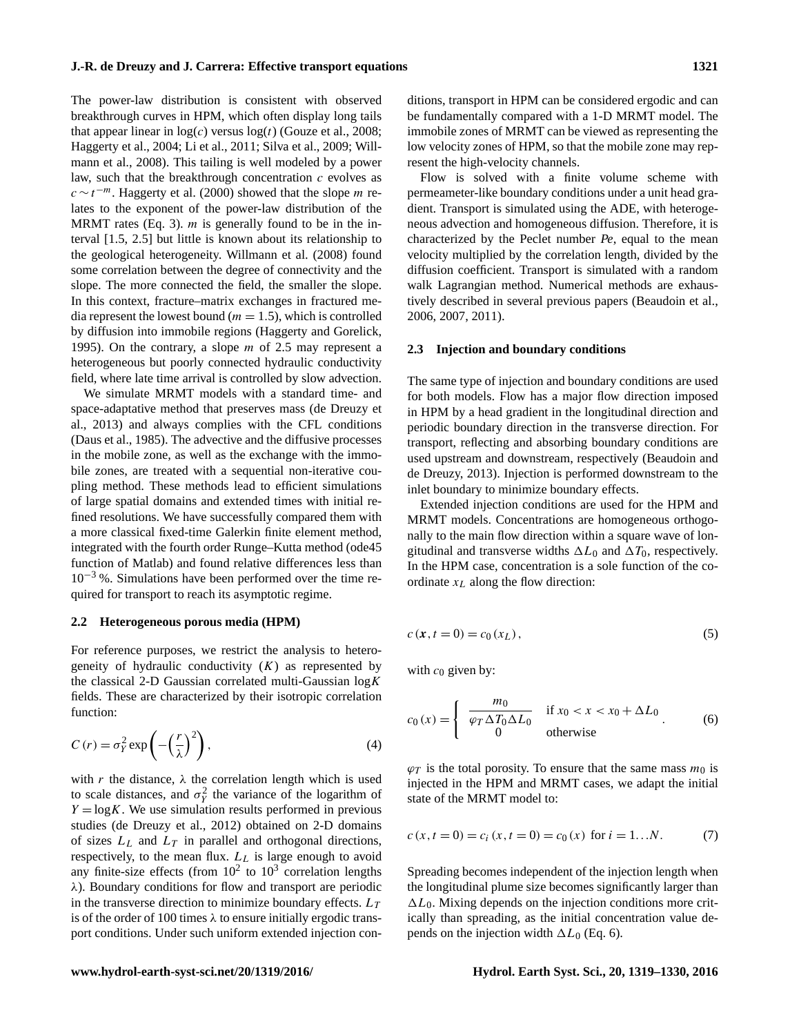The power-law distribution is consistent with observed breakthrough curves in HPM, which often display long tails that appear linear in $\log(c)$ versus $\log(t)$ (Gouze et al., 2008; Haggerty et al., 2004; Li et al., 2011; Silva et al., 2009; Willmann et al., 2008). This tailing is well modeled by a power law, such that the breakthrough concentration $c$ evolves as $c \sim t^{-m}$. Haggerty et al. (2000) showed that the slope $m$ relates to the exponent of the power-law distribution of the MRMT rates (Eq. 3). $m$ is generally found to be in the interval [1.5, 2.5] but little is known about its relationship to the geological heterogeneity. Willmann et al. (2008) found some correlation between the degree of connectivity and the slope. The more connected the field, the smaller the slope. In this context, fracture–matrix exchanges in fractured media represent the lowest bound ($m = 1.5$), which is controlled by diffusion into immobile regions (Haggerty and Gorelick, 1995). On the contrary, a slope $m$ of 2.5 may represent a heterogeneous but poorly connected hydraulic conductivity field, where late time arrival is controlled by slow advection.

We simulate MRMT models with a standard time- and space-adaptative method that preserves mass (de Dreuzy et al., 2013) and always complies with the CFL conditions (Daus et al., 1985). The advective and the diffusive processes in the mobile zone, as well as the exchange with the immobile zones, are treated with a sequential non-iterative coupling method. These methods lead to efficient simulations of large spatial domains and extended times with initial refined resolutions. We have successfully compared them with a more classical fixed-time Galerkin finite element method, integrated with the fourth order Runge–Kutta method (ode45 function of Matlab) and found relative differences less than $10^{-3}$ %. Simulations have been performed over the time required for transport to reach its asymptotic regime.

### 2.2 Heterogeneous porous media (HPM)

For reference purposes, we restrict the analysis to heterogeneity of hydraulic conductivity ($K$) as represented by the classical 2-D Gaussian correlated multi-Gaussian $\log K$ fields. These are characterized by their isotropic correlation function:

$$C(r) = \sigma_Y^2 \exp\left(-\left(\frac{r}{\lambda}\right)^2\right), \tag{4}$$

with $r$ the distance, $\lambda$ the correlation length which is used to scale distances, and $\sigma_Y^2$ the variance of the logarithm of $Y = \log K$. We use simulation results performed in previous studies (de Dreuzy et al., 2012) obtained on 2-D domains of sizes $L_L$ and $L_T$ in parallel and orthogonal directions, respectively, to the mean flux. $L_L$ is large enough to avoid any finite-size effects (from $10^2$ to $10^3$ correlation lengths $\lambda$). Boundary conditions for flow and transport are periodic in the transverse direction to minimize boundary effects. $L_T$ is of the order of 100 times $\lambda$ to ensure initially ergodic transport conditions. Under such uniform extended injection conditions, transport in HPM can be considered ergodic and can be fundamentally compared with a 1-D MRMT model. The immobile zones of MRMT can be viewed as representing the low velocity zones of HPM, so that the mobile zone may represent the high-velocity channels.

Flow is solved with a finite volume scheme with permeameter-like boundary conditions under a unit head gradient. Transport is simulated using the ADE, with heterogeneous advection and homogeneous diffusion. Therefore, it is characterized by the Peclet number *Pe*, equal to the mean velocity multiplied by the correlation length, divided by the diffusion coefficient. Transport is simulated with a random walk Lagrangian method. Numerical methods are exhaustively described in several previous papers (Beaudoin et al., 2006, 2007, 2011).

### 2.3 Injection and boundary conditions

The same type of injection and boundary conditions are used for both models. Flow has a major flow direction imposed in HPM by a head gradient in the longitudinal direction and periodic boundary direction in the transverse direction. For transport, reflecting and absorbing boundary conditions are used upstream and downstream, respectively (Beaudoin and de Dreuzy, 2013). Injection is performed downstream to the inlet boundary to minimize boundary effects.

Extended injection conditions are used for the HPM and MRMT models. Concentrations are homogeneous orthogonally to the main flow direction within a square wave of longitudinal and transverse widths $\Delta L_0$ and $\Delta T_0$, respectively. In the HPM case, concentration is a sole function of the coordinate $x_L$ along the flow direction:

$$c(\boldsymbol{x}, t = 0) = c_0(x_L), \tag{5}$$

with $c_0$ given by:

$$c_0(x) = \begin{cases} \dfrac{m_0}{\varphi_T \Delta T_0 \Delta L_0} & \text{if } x_0 < x < x_0 + \Delta L_0 \\ 0 & \text{otherwise} \end{cases}. \tag{6}$$

$\varphi_T$ is the total porosity. To ensure that the same mass $m_0$ is injected in the HPM and MRMT cases, we adapt the initial state of the MRMT model to:

$$c(x, t = 0) = c_i(x, t = 0) = c_0(x) \text{ for } i = 1 \ldots N. \tag{7}$$

Spreading becomes independent of the injection length when the longitudinal plume size becomes significantly larger than $\Delta L_0$. Mixing depends on the injection conditions more critically than spreading, as the initial concentration value depends on the injection width $\Delta L_0$ (Eq. 6).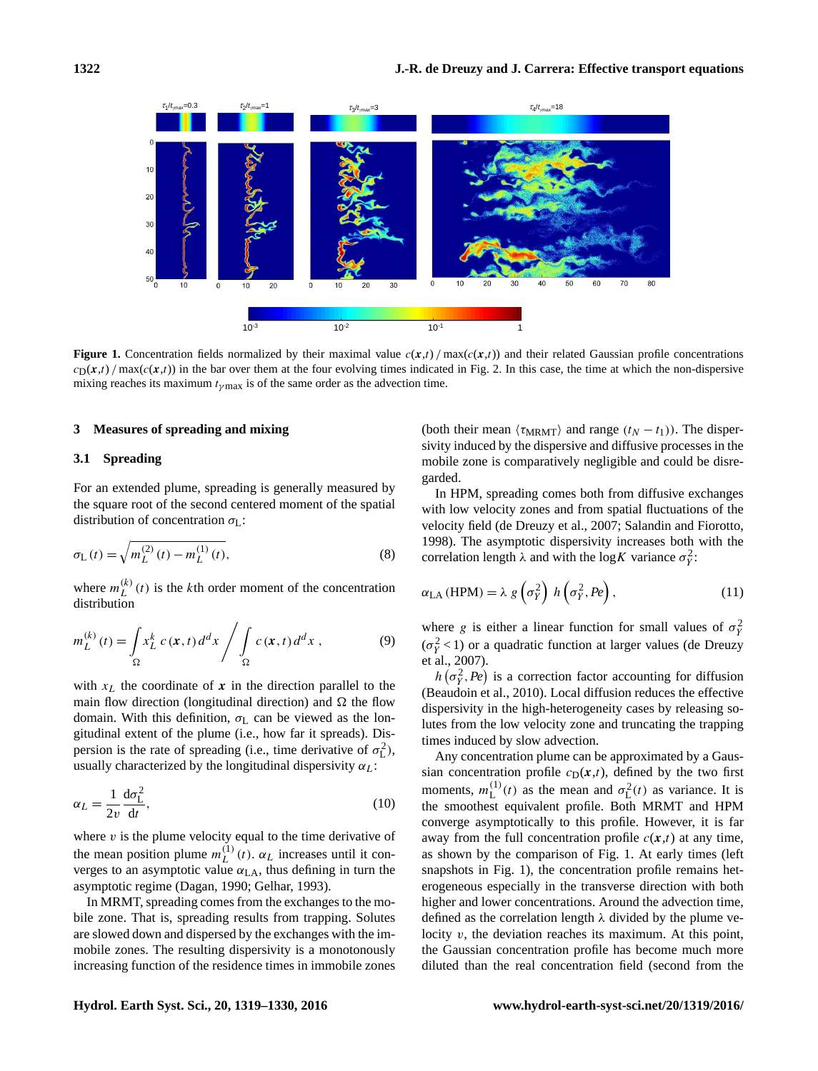**Figure 1.** Concentration fields normalized by their maximal value $c(\boldsymbol{x},t)\,/\,\max(c(\boldsymbol{x},t))$ and their related Gaussian profile concentrations $c_\mathrm{D}(\boldsymbol{x},t)\,/\,\max(c(\boldsymbol{x},t))$ in the bar over them at the four evolving times indicated in Fig. 2. In this case, the time at which the non-dispersive mixing reaches its maximum $t_{\gamma\max}$ is of the same order as the advection time.

## 3 Measures of spreading and mixing

### 3.1 Spreading

For an extended plume, spreading is generally measured by the square root of the second centered moment of the spatial distribution of concentration $\sigma_\mathrm{L}$:

$$\sigma_\mathrm{L}(t) = \sqrt{m_L^{(2)}(t) - m_L^{(1)}(t)}, \tag{8}$$

where $m_L^{(k)}(t)$ is the $k$th order moment of the concentration distribution

$$m_L^{(k)}(t) = \int_\Omega x_L^k\, c(\boldsymbol{x},t)\, d^d x \Bigg/ \int_\Omega c(\boldsymbol{x},t)\, d^d x\,, \tag{9}$$

with $x_L$ the coordinate of $\boldsymbol{x}$ in the direction parallel to the main flow direction (longitudinal direction) and $\Omega$ the flow domain. With this definition, $\sigma_\mathrm{L}$ can be viewed as the longitudinal extent of the plume (i.e., how far it spreads). Dispersion is the rate of spreading (i.e., time derivative of $\sigma_\mathrm{L}^2$), usually characterized by the longitudinal dispersivity $\alpha_L$:

$$\alpha_L = \frac{1}{2v}\frac{\mathrm{d}\sigma_\mathrm{L}^2}{\mathrm{d}t}, \tag{10}$$

where $v$ is the plume velocity equal to the time derivative of the mean position plume $m_L^{(1)}(t)$. $\alpha_L$ increases until it converges to an asymptotic value $\alpha_\mathrm{LA}$, thus defining in turn the asymptotic regime (Dagan, 1990; Gelhar, 1993).

In MRMT, spreading comes from the exchanges to the mobile zone. That is, spreading results from trapping. Solutes are slowed down and dispersed by the exchanges with the immobile zones. The resulting dispersivity is a monotonously increasing function of the residence times in immobile zones (both their mean $\langle\tau_\mathrm{MRMT}\rangle$ and range $(t_N - t_1)$). The dispersivity induced by the dispersive and diffusive processes in the mobile zone is comparatively negligible and could be disregarded.

In HPM, spreading comes both from diffusive exchanges with low velocity zones and from spatial fluctuations of the velocity field (de Dreuzy et al., 2007; Salandin and Fiorotto, 1998). The asymptotic dispersivity increases both with the correlation length $\lambda$ and with the $\log K$ variance $\sigma_Y^2$:

$$\alpha_\mathrm{LA}\,(\mathrm{HPM}) = \lambda\; g\left(\sigma_Y^2\right)\; h\left(\sigma_Y^2, Pe\right), \tag{11}$$

where $g$ is either a linear function for small values of $\sigma_Y^2$ ($\sigma_Y^2 < 1$) or a quadratic function at larger values (de Dreuzy et al., 2007).

$h\left(\sigma_Y^2, Pe\right)$ is a correction factor accounting for diffusion (Beaudoin et al., 2010). Local diffusion reduces the effective dispersivity in the high-heterogeneity cases by releasing solutes from the low velocity zone and truncating the trapping times induced by slow advection.

Any concentration plume can be approximated by a Gaussian concentration profile $c_\mathrm{D}(\boldsymbol{x},t)$, defined by the two first moments, $m_\mathrm{L}^{(1)}(t)$ as the mean and $\sigma_\mathrm{L}^2(t)$ as variance. It is the smoothest equivalent profile. Both MRMT and HPM converge asymptotically to this profile. However, it is far away from the full concentration profile $c(\boldsymbol{x},t)$ at any time, as shown by the comparison of Fig. 1. At early times (left snapshots in Fig. 1), the concentration profile remains heterogeneous especially in the transverse direction with both higher and lower concentrations. Around the advection time, defined as the correlation length $\lambda$ divided by the plume velocity $v$, the deviation reaches its maximum. At this point, the Gaussian concentration profile has become much more diluted than the real concentration field (second from the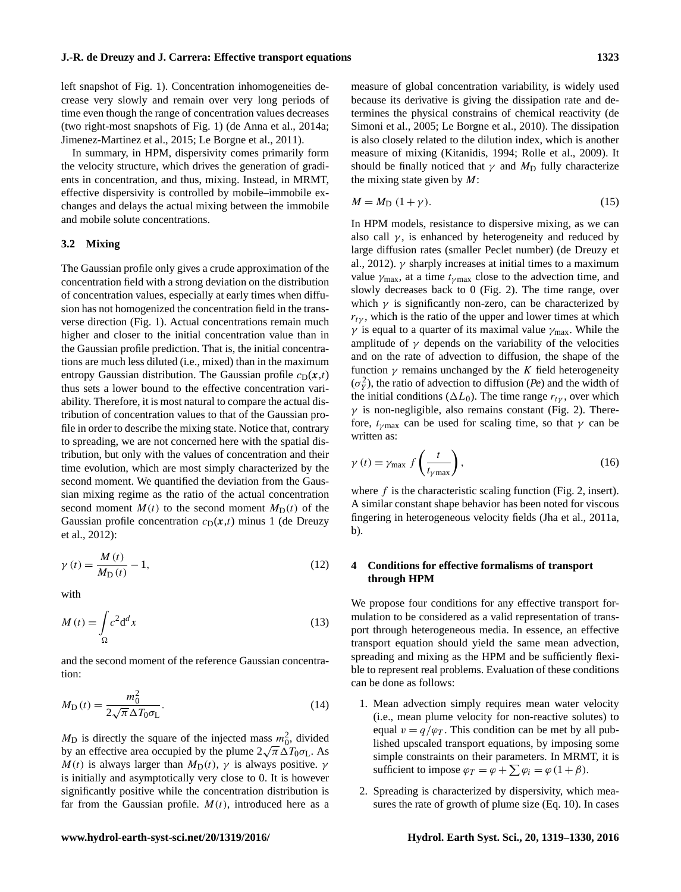left snapshot of Fig. 1). Concentration inhomogeneities decrease very slowly and remain over very long periods of time even though the range of concentration values decreases (two right-most snapshots of Fig. 1) (de Anna et al., 2014a; Jimenez-Martinez et al., 2015; Le Borgne et al., 2011).

In summary, in HPM, dispersivity comes primarily form the velocity structure, which drives the generation of gradients in concentration, and thus, mixing. Instead, in MRMT, effective dispersivity is controlled by mobile–immobile exchanges and delays the actual mixing between the immobile and mobile solute concentrations.

### 3.2 Mixing

The Gaussian profile only gives a crude approximation of the concentration field with a strong deviation on the distribution of concentration values, especially at early times when diffusion has not homogenized the concentration field in the transverse direction (Fig. 1). Actual concentrations remain much higher and closer to the initial concentration value than in the Gaussian profile prediction. That is, the initial concentrations are much less diluted (i.e., mixed) than in the maximum entropy Gaussian distribution. The Gaussian profile $c_D(\boldsymbol{x},t)$ thus sets a lower bound to the effective concentration variability. Therefore, it is most natural to compare the actual distribution of concentration values to that of the Gaussian profile in order to describe the mixing state. Notice that, contrary to spreading, we are not concerned here with the spatial distribution, but only with the values of concentration and their time evolution, which are most simply characterized by the second moment. We quantified the deviation from the Gaussian mixing regime as the ratio of the actual concentration second moment $M(t)$ to the second moment $M_D(t)$ of the Gaussian profile concentration $c_D(\boldsymbol{x},t)$ minus 1 (de Dreuzy et al., 2012):

$$\gamma(t) = \frac{M(t)}{M_D(t)} - 1, \tag{12}$$

with

$$M(t) = \int_{\Omega} c^2 \mathrm{d}^d x \tag{13}$$

and the second moment of the reference Gaussian concentration:

$$M_D(t) = \frac{m_0^2}{2\sqrt{\pi}\Delta T_0 \sigma_L}. \tag{14}$$

$M_D$ is directly the square of the injected mass $m_0^2$, divided by an effective area occupied by the plume $2\sqrt{\pi}\Delta T_0\sigma_L$. As $M(t)$ is always larger than $M_D(t)$, $\gamma$ is always positive. $\gamma$ is initially and asymptotically very close to 0. It is however significantly positive while the concentration distribution is far from the Gaussian profile. $M(t)$, introduced here as a measure of global concentration variability, is widely used because its derivative is giving the dissipation rate and determines the physical constrains of chemical reactivity (de Simoni et al., 2005; Le Borgne et al., 2010). The dissipation is also closely related to the dilution index, which is another measure of mixing (Kitanidis, 1994; Rolle et al., 2009). It should be finally noticed that $\gamma$ and $M_D$ fully characterize the mixing state given by $M$:

$$M = M_D\,(1+\gamma). \tag{15}$$

In HPM models, resistance to dispersive mixing, as we can also call $\gamma$, is enhanced by heterogeneity and reduced by large diffusion rates (smaller Peclet number) (de Dreuzy et al., 2012). $\gamma$ sharply increases at initial times to a maximum value $\gamma_{max}$, at a time $t_{\gamma max}$ close to the advection time, and slowly decreases back to 0 (Fig. 2). The time range, over which $\gamma$ is significantly non-zero, can be characterized by $r_{t\gamma}$, which is the ratio of the upper and lower times at which $\gamma$ is equal to a quarter of its maximal value $\gamma_{max}$. While the amplitude of $\gamma$ depends on the variability of the velocities and on the rate of advection to diffusion, the shape of the function $\gamma$ remains unchanged by the $K$ field heterogeneity ($\sigma_Y^2$), the ratio of advection to diffusion (*Pe*) and the width of the initial conditions ($\Delta L_0$). The time range $r_{t\gamma}$, over which $\gamma$ is non-negligible, also remains constant (Fig. 2). Therefore, $t_{\gamma max}$ can be used for scaling time, so that $\gamma$ can be written as:

$$\gamma(t) = \gamma_{max}\, f\left(\frac{t}{t_{\gamma max}}\right), \tag{16}$$

where $f$ is the characteristic scaling function (Fig. 2, insert). A similar constant shape behavior has been noted for viscous fingering in heterogeneous velocity fields (Jha et al., 2011a, b).

## 4 Conditions for effective formalisms of transport through HPM

We propose four conditions for any effective transport formulation to be considered as a valid representation of transport through heterogeneous media. In essence, an effective transport equation should yield the same mean advection, spreading and mixing as the HPM and be sufficiently flexible to represent real problems. Evaluation of these conditions can be done as follows:

1. Mean advection simply requires mean water velocity (i.e., mean plume velocity for non-reactive solutes) to equal $v = q/\varphi_T$. This condition can be met by all published upscaled transport equations, by imposing some simple constraints on their parameters. In MRMT, it is sufficient to impose $\varphi_T = \varphi + \sum \varphi_i = \varphi(1+\beta)$.
2. Spreading is characterized by dispersivity, which measures the rate of growth of plume size (Eq. 10). In cases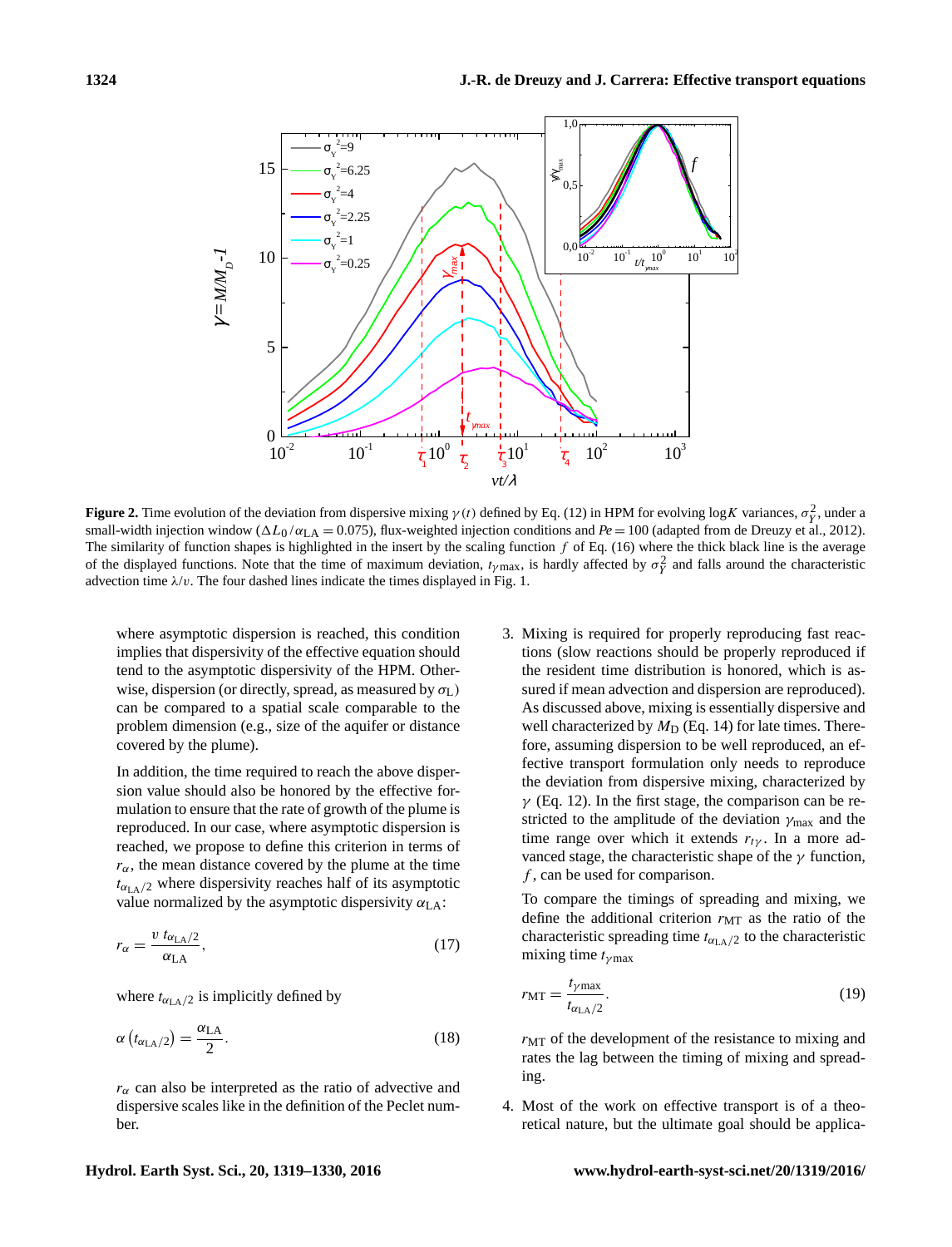**Figure 2.** Time evolution of the deviation from dispersive mixing $\gamma(t)$ defined by Eq. (12) in HPM for evolving $\log K$ variances, $\sigma_Y^2$, under a small-width injection window ($\Delta L_0/\alpha_{\mathrm{LA}} = 0.075$), flux-weighted injection conditions and $Pe = 100$ (adapted from de Dreuzy et al., 2012). The similarity of function shapes is highlighted in the insert by the scaling function $f$ of Eq. (16) where the thick black line is the average of the displayed functions. Note that the time of maximum deviation, $t_{\gamma\max}$, is hardly affected by $\sigma_Y^2$ and falls around the characteristic advection time $\lambda/v$. The four dashed lines indicate the times displayed in Fig. 1.

where asymptotic dispersion is reached, this condition implies that dispersivity of the effective equation should tend to the asymptotic dispersivity of the HPM. Otherwise, dispersion (or directly, spread, as measured by $\sigma_\mathrm{L}$) can be compared to a spatial scale comparable to the problem dimension (e.g., size of the aquifer or distance covered by the plume).

In addition, the time required to reach the above dispersion value should also be honored by the effective formulation to ensure that the rate of growth of the plume is reproduced. In our case, where asymptotic dispersion is reached, we propose to define this criterion in terms of $r_\alpha$, the mean distance covered by the plume at the time $t_{\alpha_{\mathrm{LA}}/2}$ where dispersivity reaches half of its asymptotic value normalized by the asymptotic dispersivity $\alpha_{\mathrm{LA}}$:

$$r_\alpha = \frac{v\, t_{\alpha_{\mathrm{LA}}/2}}{\alpha_{\mathrm{LA}}}, \tag{17}$$

where $t_{\alpha_{\mathrm{LA}}/2}$ is implicitly defined by

$$\alpha\left(t_{\alpha_{\mathrm{LA}}/2}\right) = \frac{\alpha_{\mathrm{LA}}}{2}. \tag{18}$$

$r_\alpha$ can also be interpreted as the ratio of advective and dispersive scales like in the definition of the Peclet number.

3. Mixing is required for properly reproducing fast reactions (slow reactions should be properly reproduced if the resident time distribution is honored, which is assured if mean advection and dispersion are reproduced). As discussed above, mixing is essentially dispersive and well characterized by $M_\mathrm{D}$ (Eq. 14) for late times. Therefore, assuming dispersion to be well reproduced, an effective transport formulation only needs to reproduce the deviation from dispersive mixing, characterized by $\gamma$ (Eq. 12). In the first stage, the comparison can be restricted to the amplitude of the deviation $\gamma_{\max}$ and the time range over which it extends $r_{t\gamma}$. In a more advanced stage, the characteristic shape of the $\gamma$ function, $f$, can be used for comparison.

   To compare the timings of spreading and mixing, we define the additional criterion $r_{\mathrm{MT}}$ as the ratio of the characteristic spreading time $t_{\alpha_{\mathrm{LA}}/2}$ to the characteristic mixing time $t_{\gamma\max}$

$$r_{\mathrm{MT}} = \frac{t_{\gamma\max}}{t_{\alpha_{\mathrm{LA}}/2}}. \tag{19}$$

   $r_{\mathrm{MT}}$ of the development of the resistance to mixing and rates the lag between the timing of mixing and spreading.

4. Most of the work on effective transport is of a theoretical nature, but the ultimate goal should be applica-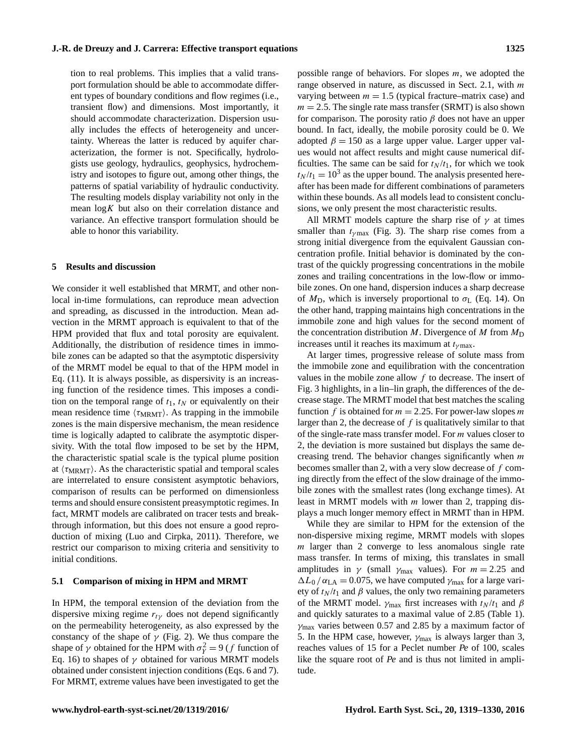tion to real problems. This implies that a valid transport formulation should be able to accommodate different types of boundary conditions and flow regimes (i.e., transient flow) and dimensions. Most importantly, it should accommodate characterization. Dispersion usually includes the effects of heterogeneity and uncertainty. Whereas the latter is reduced by aquifer characterization, the former is not. Specifically, hydrologists use geology, hydraulics, geophysics, hydrochemistry and isotopes to figure out, among other things, the patterns of spatial variability of hydraulic conductivity. The resulting models display variability not only in the mean $\log K$ but also on their correlation distance and variance. An effective transport formulation should be able to honor this variability.

## 5 Results and discussion

We consider it well established that MRMT, and other nonlocal in-time formulations, can reproduce mean advection and spreading, as discussed in the introduction. Mean advection in the MRMT approach is equivalent to that of the HPM provided that flux and total porosity are equivalent. Additionally, the distribution of residence times in immobile zones can be adapted so that the asymptotic dispersivity of the MRMT model be equal to that of the HPM model in Eq. (11). It is always possible, as dispersivity is an increasing function of the residence times. This imposes a condition on the temporal range of $t_1$, $t_N$ or equivalently on their mean residence time $\langle \tau_{\mathrm{MRMT}} \rangle$. As trapping in the immobile zones is the main dispersive mechanism, the mean residence time is logically adapted to calibrate the asymptotic dispersivity. With the total flow imposed to be set by the HPM, the characteristic spatial scale is the typical plume position at $\langle \tau_{\mathrm{MRMT}} \rangle$. As the characteristic spatial and temporal scales are interrelated to ensure consistent asymptotic behaviors, comparison of results can be performed on dimensionless terms and should ensure consistent preasymptotic regimes. In fact, MRMT models are calibrated on tracer tests and breakthrough information, but this does not ensure a good reproduction of mixing (Luo and Cirpka, 2011). Therefore, we restrict our comparison to mixing criteria and sensitivity to initial conditions.

### 5.1 Comparison of mixing in HPM and MRMT

In HPM, the temporal extension of the deviation from the dispersive mixing regime $r_{t\gamma}$ does not depend significantly on the permeability heterogeneity, as also expressed by the constancy of the shape of $\gamma$ (Fig. 2). We thus compare the shape of $\gamma$ obtained for the HPM with $\sigma_Y^2 = 9$ ($f$ function of Eq. 16) to shapes of $\gamma$ obtained for various MRMT models obtained under consistent injection conditions (Eqs. 6 and 7). For MRMT, extreme values have been investigated to get the possible range of behaviors. For slopes $m$, we adopted the range observed in nature, as discussed in Sect. 2.1, with $m$ varying between $m = 1.5$ (typical fracture–matrix case) and $m = 2.5$. The single rate mass transfer (SRMT) is also shown for comparison. The porosity ratio $\beta$ does not have an upper bound. In fact, ideally, the mobile porosity could be 0. We adopted $\beta = 150$ as a large upper value. Larger upper values would not affect results and might cause numerical difficulties. The same can be said for $t_N/t_1$, for which we took $t_N/t_1 = 10^3$ as the upper bound. The analysis presented hereafter has been made for different combinations of parameters within these bounds. As all models lead to consistent conclusions, we only present the most characteristic results.

All MRMT models capture the sharp rise of $\gamma$ at times smaller than $t_{\gamma\max}$ (Fig. 3). The sharp rise comes from a strong initial divergence from the equivalent Gaussian concentration profile. Initial behavior is dominated by the contrast of the quickly progressing concentrations in the mobile zones and trailing concentrations in the low-flow or immobile zones. On one hand, dispersion induces a sharp decrease of $M_{\mathrm{D}}$, which is inversely proportional to $\sigma_{\mathrm{L}}$ (Eq. 14). On the other hand, trapping maintains high concentrations in the immobile zone and high values for the second moment of the concentration distribution $M$. Divergence of $M$ from $M_{\mathrm{D}}$ increases until it reaches its maximum at $t_{\gamma\max}$.

At larger times, progressive release of solute mass from the immobile zone and equilibration with the concentration values in the mobile zone allow $f$ to decrease. The insert of Fig. 3 highlights, in a lin–lin graph, the differences of the decrease stage. The MRMT model that best matches the scaling function $f$ is obtained for $m = 2.25$. For power-law slopes $m$ larger than 2, the decrease of $f$ is qualitatively similar to that of the single-rate mass transfer model. For $m$ values closer to 2, the deviation is more sustained but displays the same decreasing trend. The behavior changes significantly when $m$ becomes smaller than 2, with a very slow decrease of $f$ coming directly from the effect of the slow drainage of the immobile zones with the smallest rates (long exchange times). At least in MRMT models with $m$ lower than 2, trapping displays a much longer memory effect in MRMT than in HPM.

While they are similar to HPM for the extension of the non-dispersive mixing regime, MRMT models with slopes $m$ larger than 2 converge to less anomalous single rate mass transfer. In terms of mixing, this translates in small amplitudes in $\gamma$ (small $\gamma_{\max}$ values). For $m = 2.25$ and $\Delta L_0 / \alpha_{\mathrm{LA}} = 0.075$, we have computed $\gamma_{\max}$ for a large variety of $t_N/t_1$ and $\beta$ values, the only two remaining parameters of the MRMT model. $\gamma_{\max}$ first increases with $t_N/t_1$ and $\beta$ and quickly saturates to a maximal value of 2.85 (Table 1). $\gamma_{\max}$ varies between 0.57 and 2.85 by a maximum factor of 5. In the HPM case, however, $\gamma_{\max}$ is always larger than 3, reaches values of 15 for a Peclet number *Pe* of 100, scales like the square root of *Pe* and is thus not limited in amplitude.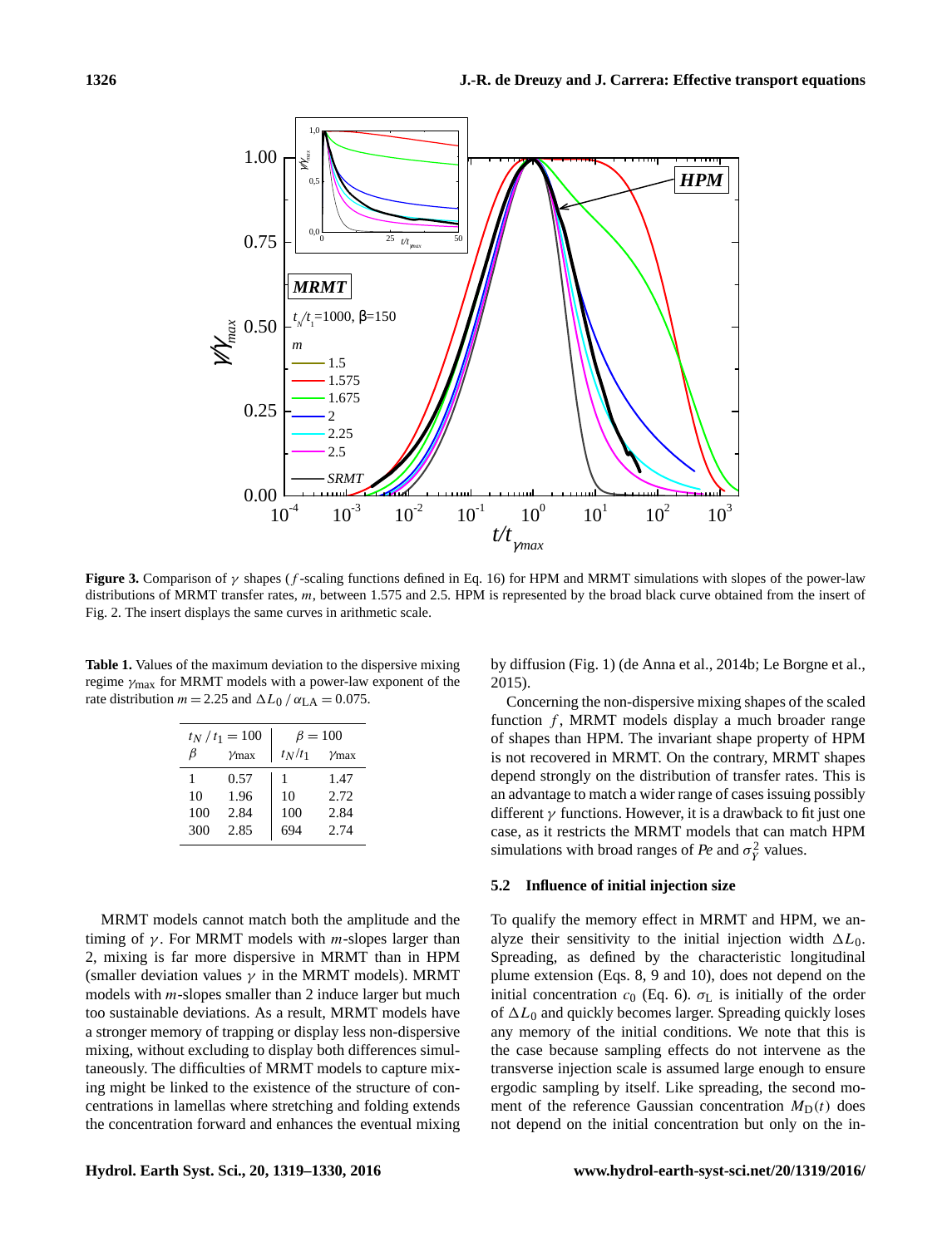**Figure 3.** Comparison of $\gamma$ shapes ($f$-scaling functions defined in Eq. 16) for HPM and MRMT simulations with slopes of the power-law distributions of MRMT transfer rates, $m$, between 1.575 and 2.5. HPM is represented by the broad black curve obtained from the insert of Fig. 2. The insert displays the same curves in arithmetic scale.

**Table 1.** Values of the maximum deviation to the dispersive mixing regime $\gamma_{\max}$ for MRMT models with a power-law exponent of the rate distribution $m = 2.25$ and $\Delta L_0 / \alpha_{\mathrm{LA}} = 0.075$.

| $t_N / t_1 = 100$ | | $\beta = 100$ | |
|---|---|---|---|
| $\beta$ | $\gamma_{\max}$ | $t_N/t_1$ | $\gamma_{\max}$ |
| 1 | 0.57 | 1 | 1.47 |
| 10 | 1.96 | 10 | 2.72 |
| 100 | 2.84 | 100 | 2.84 |
| 300 | 2.85 | 694 | 2.74 |

MRMT models cannot match both the amplitude and the timing of $\gamma$. For MRMT models with $m$-slopes larger than 2, mixing is far more dispersive in MRMT than in HPM (smaller deviation values $\gamma$ in the MRMT models). MRMT models with $m$-slopes smaller than 2 induce larger but much too sustainable deviations. As a result, MRMT models have a stronger memory of trapping or display less non-dispersive mixing, without excluding to display both differences simultaneously. The difficulties of MRMT models to capture mixing might be linked to the existence of the structure of concentrations in lamellas where stretching and folding extends the concentration forward and enhances the eventual mixing by diffusion (Fig. 1) (de Anna et al., 2014b; Le Borgne et al., 2015).

Concerning the non-dispersive mixing shapes of the scaled function $f$, MRMT models display a much broader range of shapes than HPM. The invariant shape property of HPM is not recovered in MRMT. On the contrary, MRMT shapes depend strongly on the distribution of transfer rates. This is an advantage to match a wider range of cases issuing possibly different $\gamma$ functions. However, it is a drawback to fit just one case, as it restricts the MRMT models that can match HPM simulations with broad ranges of *Pe* and $\sigma_Y^2$ values.

### 5.2 Influence of initial injection size

To qualify the memory effect in MRMT and HPM, we analyze their sensitivity to the initial injection width $\Delta L_0$. Spreading, as defined by the characteristic longitudinal plume extension (Eqs. 8, 9 and 10), does not depend on the initial concentration $c_0$ (Eq. 6). $\sigma_{\mathrm{L}}$ is initially of the order of $\Delta L_0$ and quickly becomes larger. Spreading quickly loses any memory of the initial conditions. We note that this is the case because sampling effects do not intervene as the transverse injection scale is assumed large enough to ensure ergodic sampling by itself. Like spreading, the second moment of the reference Gaussian concentration $M_{\mathrm{D}}(t)$ does not depend on the initial concentration but only on the in-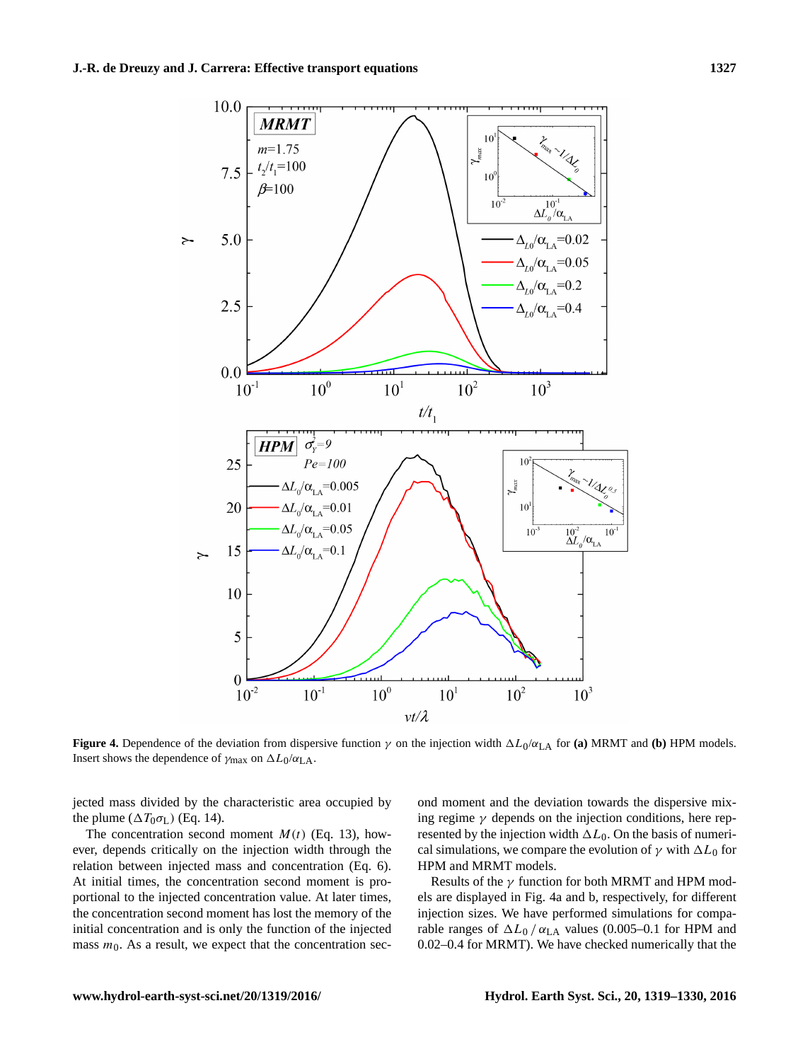**Figure 4.** Dependence of the deviation from dispersive function $\gamma$ on the injection width $\Delta L_0/\alpha_{LA}$ for **(a)** MRMT and **(b)** HPM models. Insert shows the dependence of $\gamma_{max}$ on $\Delta L_0/\alpha_{LA}$.

jected mass divided by the characteristic area occupied by the plume ($\Delta T_0 \sigma_L$) (Eq. 14).

The concentration second moment $M(t)$ (Eq. 13), however, depends critically on the injection width through the relation between injected mass and concentration (Eq. 6). At initial times, the concentration second moment is proportional to the injected concentration value. At later times, the concentration second moment has lost the memory of the initial concentration and is only the function of the injected mass $m_0$. As a result, we expect that the concentration second moment and the deviation towards the dispersive mixing regime $\gamma$ depends on the injection conditions, here represented by the injection width $\Delta L_0$. On the basis of numerical simulations, we compare the evolution of $\gamma$ with $\Delta L_0$ for HPM and MRMT models.

Results of the $\gamma$ function for both MRMT and HPM models are displayed in Fig. 4a and b, respectively, for different injection sizes. We have performed simulations for comparable ranges of $\Delta L_0 / \alpha_{LA}$ values (0.005–0.1 for HPM and 0.02–0.4 for MRMT). We have checked numerically that the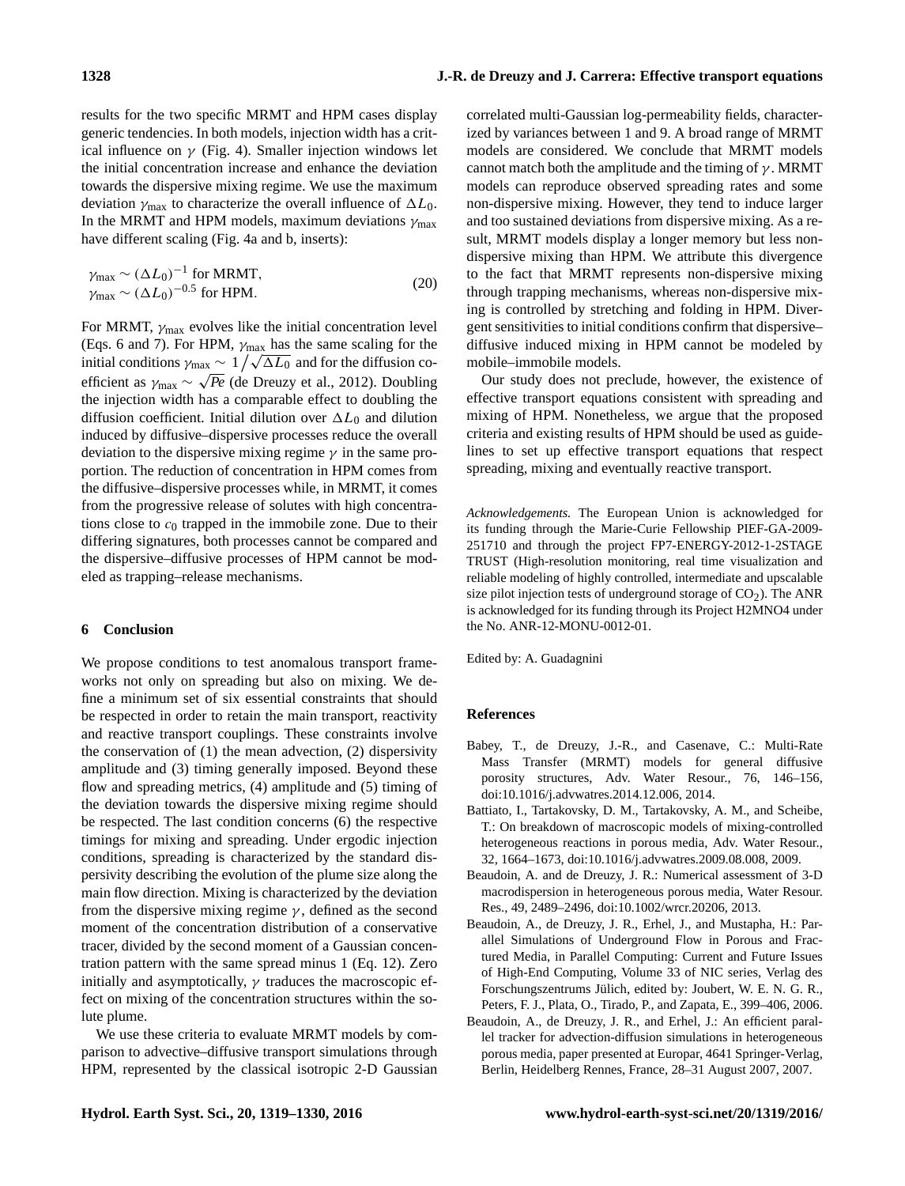results for the two specific MRMT and HPM cases display generic tendencies. In both models, injection width has a critical influence on $\gamma$ (Fig. 4). Smaller injection windows let the initial concentration increase and enhance the deviation towards the dispersive mixing regime. We use the maximum deviation $\gamma_{\max}$ to characterize the overall influence of $\Delta L_0$. In the MRMT and HPM models, maximum deviations $\gamma_{\max}$ have different scaling (Fig. 4a and b, inserts):

$$\begin{aligned} &\gamma_{\max} \sim (\Delta L_0)^{-1} \text{ for MRMT}, \\ &\gamma_{\max} \sim (\Delta L_0)^{-0.5} \text{ for HPM}. \end{aligned} \tag{20}$$

For MRMT, $\gamma_{\max}$ evolves like the initial concentration level (Eqs. 6 and 7). For HPM, $\gamma_{\max}$ has the same scaling for the initial conditions $\gamma_{\max} \sim 1\big/\sqrt{\Delta L_0}$ and for the diffusion coefficient as $\gamma_{\max} \sim \sqrt{Pe}$ (de Dreuzy et al., 2012). Doubling the injection width has a comparable effect to doubling the diffusion coefficient. Initial dilution over $\Delta L_0$ and dilution induced by diffusive–dispersive processes reduce the overall deviation to the dispersive mixing regime $\gamma$ in the same proportion. The reduction of concentration in HPM comes from the diffusive–dispersive processes while, in MRMT, it comes from the progressive release of solutes with high concentrations close to $c_0$ trapped in the immobile zone. Due to their differing signatures, both processes cannot be compared and the dispersive–diffusive processes of HPM cannot be modeled as trapping–release mechanisms.

## 6 Conclusion

We propose conditions to test anomalous transport frameworks not only on spreading but also on mixing. We define a minimum set of six essential constraints that should be respected in order to retain the main transport, reactivity and reactive transport couplings. These constraints involve the conservation of (1) the mean advection, (2) dispersivity amplitude and (3) timing generally imposed. Beyond these flow and spreading metrics, (4) amplitude and (5) timing of the deviation towards the dispersive mixing regime should be respected. The last condition concerns (6) the respective timings for mixing and spreading. Under ergodic injection conditions, spreading is characterized by the standard dispersivity describing the evolution of the plume size along the main flow direction. Mixing is characterized by the deviation from the dispersive mixing regime $\gamma$, defined as the second moment of the concentration distribution of a conservative tracer, divided by the second moment of a Gaussian concentration pattern with the same spread minus 1 (Eq. 12). Zero initially and asymptotically, $\gamma$ traduces the macroscopic effect on mixing of the concentration structures within the solute plume.

We use these criteria to evaluate MRMT models by comparison to advective–diffusive transport simulations through HPM, represented by the classical isotropic 2-D Gaussian correlated multi-Gaussian log-permeability fields, characterized by variances between 1 and 9. A broad range of MRMT models are considered. We conclude that MRMT models cannot match both the amplitude and the timing of $\gamma$. MRMT models can reproduce observed spreading rates and some non-dispersive mixing. However, they tend to induce larger and too sustained deviations from dispersive mixing. As a result, MRMT models display a longer memory but less non-dispersive mixing than HPM. We attribute this divergence to the fact that MRMT represents non-dispersive mixing through trapping mechanisms, whereas non-dispersive mixing is controlled by stretching and folding in HPM. Divergent sensitivities to initial conditions confirm that dispersive–diffusive induced mixing in HPM cannot be modeled by mobile–immobile models.

Our study does not preclude, however, the existence of effective transport equations consistent with spreading and mixing of HPM. Nonetheless, we argue that the proposed criteria and existing results of HPM should be used as guidelines to set up effective transport equations that respect spreading, mixing and eventually reactive transport.

*Acknowledgements.* The European Union is acknowledged for its funding through the Marie-Curie Fellowship PIEF-GA-2009-251710 and through the project FP7-ENERGY-2012-1-2STAGE TRUST (High-resolution monitoring, real time visualization and reliable modeling of highly controlled, intermediate and upscalable size pilot injection tests of underground storage of $CO_2$). The ANR is acknowledged for its funding through its Project H2MNO4 under the No. ANR-12-MONU-0012-01.

Edited by: A. Guadagnini

## References

Babey, T., de Dreuzy, J.-R., and Casenave, C.: Multi-Rate Mass Transfer (MRMT) models for general diffusive porosity structures, Adv. Water Resour., 76, 146–156, doi:10.1016/j.advwatres.2014.12.006, 2014.

Battiato, I., Tartakovsky, D. M., Tartakovsky, A. M., and Scheibe, T.: On breakdown of macroscopic models of mixing-controlled heterogeneous reactions in porous media, Adv. Water Resour., 32, 1664–1673, doi:10.1016/j.advwatres.2009.08.008, 2009.

Beaudoin, A. and de Dreuzy, J. R.: Numerical assessment of 3-D macrodispersion in heterogeneous porous media, Water Resour. Res., 49, 2489–2496, doi:10.1002/wrcr.20206, 2013.

Beaudoin, A., de Dreuzy, J. R., Erhel, J., and Mustapha, H.: Parallel Simulations of Underground Flow in Porous and Fractured Media, in Parallel Computing: Current and Future Issues of High-End Computing, Volume 33 of NIC series, Verlag des Forschungszentrums Jülich, edited by: Joubert, W. E. N. G. R., Peters, F. J., Plata, O., Tirado, P., and Zapata, E., 399–406, 2006.

Beaudoin, A., de Dreuzy, J. R., and Erhel, J.: An efficient parallel tracker for advection-diffusion simulations in heterogeneous porous media, paper presented at Europar, 4641 Springer-Verlag, Berlin, Heidelberg Rennes, France, 28–31 August 2007, 2007.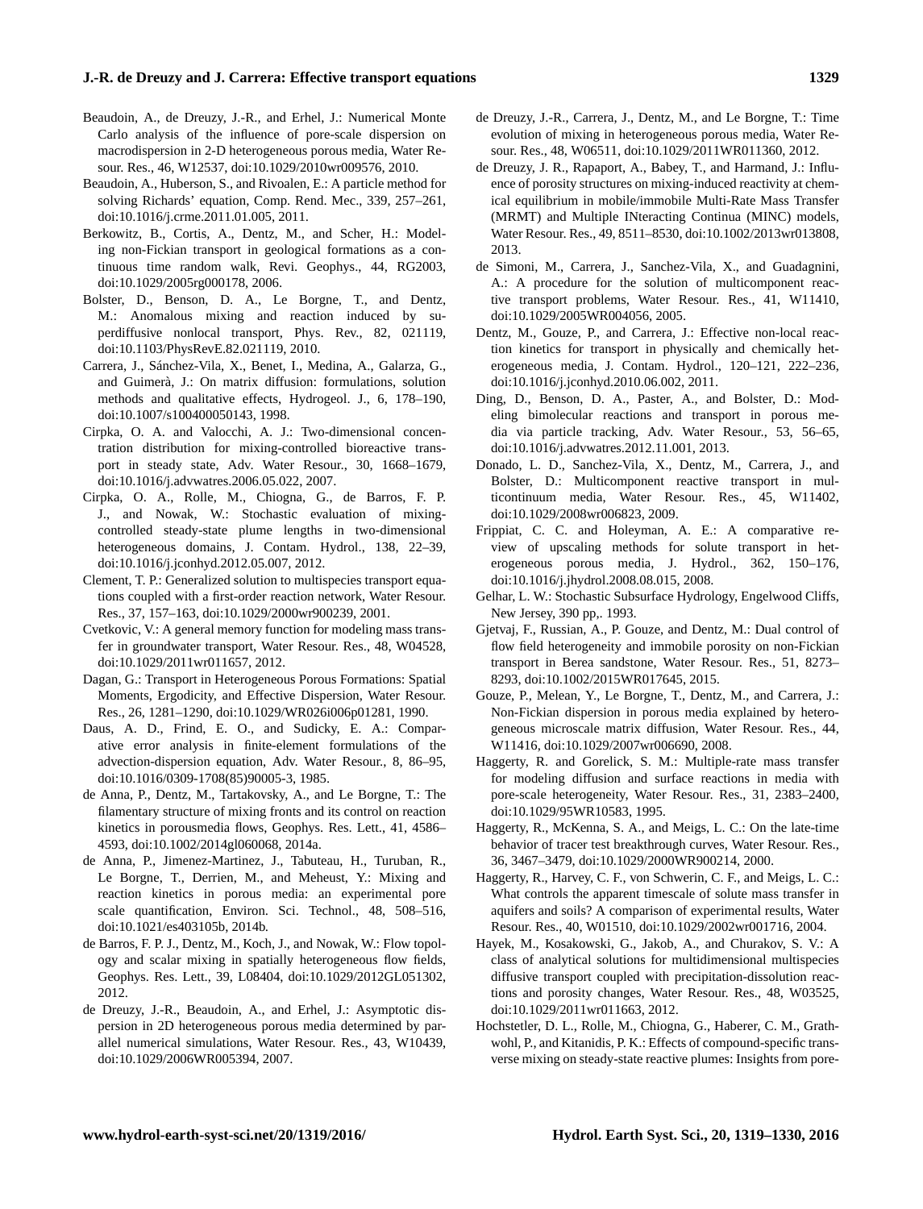Beaudoin, A., de Dreuzy, J.-R., and Erhel, J.: Numerical Monte Carlo analysis of the influence of pore-scale dispersion on macrodispersion in 2-D heterogeneous porous media, Water Resour. Res., 46, W12537, doi:10.1029/2010wr009576, 2010.

Beaudoin, A., Huberson, S., and Rivoalen, E.: A particle method for solving Richards' equation, Comp. Rend. Mec., 339, 257–261, doi:10.1016/j.crme.2011.01.005, 2011.

Berkowitz, B., Cortis, A., Dentz, M., and Scher, H.: Modeling non-Fickian transport in geological formations as a continuous time random walk, Revi. Geophys., 44, RG2003, doi:10.1029/2005rg000178, 2006.

Bolster, D., Benson, D. A., Le Borgne, T., and Dentz, M.: Anomalous mixing and reaction induced by superdiffusive nonlocal transport, Phys. Rev., 82, 021119, doi:10.1103/PhysRevE.82.021119, 2010.

Carrera, J., Sánchez-Vila, X., Benet, I., Medina, A., Galarza, G., and Guimerà, J.: On matrix diffusion: formulations, solution methods and qualitative effects, Hydrogeol. J., 6, 178–190, doi:10.1007/s100400050143, 1998.

Cirpka, O. A. and Valocchi, A. J.: Two-dimensional concentration distribution for mixing-controlled bioreactive transport in steady state, Adv. Water Resour., 30, 1668–1679, doi:10.1016/j.advwatres.2006.05.022, 2007.

Cirpka, O. A., Rolle, M., Chiogna, G., de Barros, F. P. J., and Nowak, W.: Stochastic evaluation of mixing-controlled steady-state plume lengths in two-dimensional heterogeneous domains, J. Contam. Hydrol., 138, 22–39, doi:10.1016/j.jconhyd.2012.05.007, 2012.

Clement, T. P.: Generalized solution to multispecies transport equations coupled with a first-order reaction network, Water Resour. Res., 37, 157–163, doi:10.1029/2000wr900239, 2001.

Cvetkovic, V.: A general memory function for modeling mass transfer in groundwater transport, Water Resour. Res., 48, W04528, doi:10.1029/2011wr011657, 2012.

Dagan, G.: Transport in Heterogeneous Porous Formations: Spatial Moments, Ergodicity, and Effective Dispersion, Water Resour. Res., 26, 1281–1290, doi:10.1029/WR026i006p01281, 1990.

Daus, A. D., Frind, E. O., and Sudicky, E. A.: Comparative error analysis in finite-element formulations of the advection-dispersion equation, Adv. Water Resour., 8, 86–95, doi:10.1016/0309-1708(85)90005-3, 1985.

de Anna, P., Dentz, M., Tartakovsky, A., and Le Borgne, T.: The filamentary structure of mixing fronts and its control on reaction kinetics in porousmedia flows, Geophys. Res. Lett., 41, 4586–4593, doi:10.1002/2014gl060068, 2014a.

de Anna, P., Jimenez-Martinez, J., Tabuteau, H., Turuban, R., Le Borgne, T., Derrien, M., and Meheust, Y.: Mixing and reaction kinetics in porous media: an experimental pore scale quantification, Environ. Sci. Technol., 48, 508–516, doi:10.1021/es403105b, 2014b.

de Barros, F. P. J., Dentz, M., Koch, J., and Nowak, W.: Flow topology and scalar mixing in spatially heterogeneous flow fields, Geophys. Res. Lett., 39, L08404, doi:10.1029/2012GL051302, 2012.

de Dreuzy, J.-R., Beaudoin, A., and Erhel, J.: Asymptotic dispersion in 2D heterogeneous porous media determined by parallel numerical simulations, Water Resour. Res., 43, W10439, doi:10.1029/2006WR005394, 2007.

de Dreuzy, J.-R., Carrera, J., Dentz, M., and Le Borgne, T.: Time evolution of mixing in heterogeneous porous media, Water Resour. Res., 48, W06511, doi:10.1029/2011WR011360, 2012.

de Dreuzy, J. R., Rapaport, A., Babey, T., and Harmand, J.: Influence of porosity structures on mixing-induced reactivity at chemical equilibrium in mobile/immobile Multi-Rate Mass Transfer (MRMT) and Multiple INteracting Continua (MINC) models, Water Resour. Res., 49, 8511–8530, doi:10.1002/2013wr013808, 2013.

de Simoni, M., Carrera, J., Sanchez-Vila, X., and Guadagnini, A.: A procedure for the solution of multicomponent reactive transport problems, Water Resour. Res., 41, W11410, doi:10.1029/2005WR004056, 2005.

Dentz, M., Gouze, P., and Carrera, J.: Effective non-local reaction kinetics for transport in physically and chemically heterogeneous media, J. Contam. Hydrol., 120–121, 222–236, doi:10.1016/j.jconhyd.2010.06.002, 2011.

Ding, D., Benson, D. A., Paster, A., and Bolster, D.: Modeling bimolecular reactions and transport in porous media via particle tracking, Adv. Water Resour., 53, 56–65, doi:10.1016/j.advwatres.2012.11.001, 2013.

Donado, L. D., Sanchez-Vila, X., Dentz, M., Carrera, J., and Bolster, D.: Multicomponent reactive transport in multicontinuum media, Water Resour. Res., 45, W11402, doi:10.1029/2008wr006823, 2009.

Frippiat, C. C. and Holeyman, A. E.: A comparative review of upscaling methods for solute transport in heterogeneous porous media, J. Hydrol., 362, 150–176, doi:10.1016/j.jhydrol.2008.08.015, 2008.

Gelhar, L. W.: Stochastic Subsurface Hydrology, Engelwood Cliffs, New Jersey, 390 pp,. 1993.

Gjetvaj, F., Russian, A., P. Gouze, and Dentz, M.: Dual control of flow field heterogeneity and immobile porosity on non-Fickian transport in Berea sandstone, Water Resour. Res., 51, 8273–8293, doi:10.1002/2015WR017645, 2015.

Gouze, P., Melean, Y., Le Borgne, T., Dentz, M., and Carrera, J.: Non-Fickian dispersion in porous media explained by heterogeneous microscale matrix diffusion, Water Resour. Res., 44, W11416, doi:10.1029/2007wr006690, 2008.

Haggerty, R. and Gorelick, S. M.: Multiple-rate mass transfer for modeling diffusion and surface reactions in media with pore-scale heterogeneity, Water Resour. Res., 31, 2383–2400, doi:10.1029/95WR10583, 1995.

Haggerty, R., McKenna, S. A., and Meigs, L. C.: On the late-time behavior of tracer test breakthrough curves, Water Resour. Res., 36, 3467–3479, doi:10.1029/2000WR900214, 2000.

Haggerty, R., Harvey, C. F., von Schwerin, C. F., and Meigs, L. C.: What controls the apparent timescale of solute mass transfer in aquifers and soils? A comparison of experimental results, Water Resour. Res., 40, W01510, doi:10.1029/2002wr001716, 2004.

Hayek, M., Kosakowski, G., Jakob, A., and Churakov, S. V.: A class of analytical solutions for multidimensional multispecies diffusive transport coupled with precipitation-dissolution reactions and porosity changes, Water Resour. Res., 48, W03525, doi:10.1029/2011wr011663, 2012.

Hochstetler, D. L., Rolle, M., Chiogna, G., Haberer, C. M., Grathwohl, P., and Kitanidis, P. K.: Effects of compound-specific transverse mixing on steady-state reactive plumes: Insights from pore-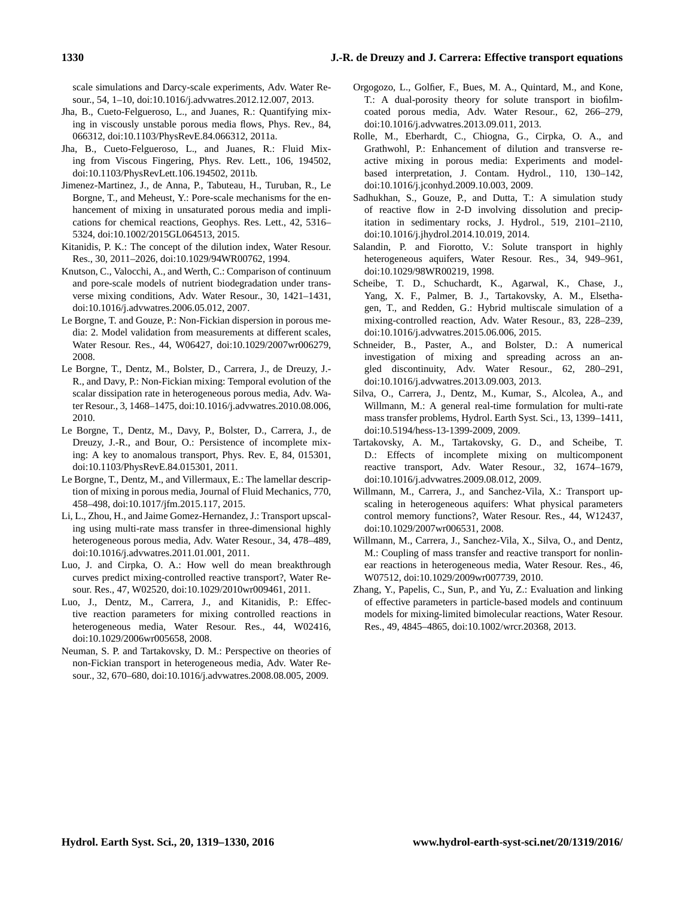scale simulations and Darcy-scale experiments, Adv. Water Resour., 54, 1–10, doi:10.1016/j.advwatres.2012.12.007, 2013.

Jha, B., Cueto-Felgueroso, L., and Juanes, R.: Quantifying mixing in viscously unstable porous media flows, Phys. Rev., 84, 066312, doi:10.1103/PhysRevE.84.066312, 2011a.

Jha, B., Cueto-Felgueroso, L., and Juanes, R.: Fluid Mixing from Viscous Fingering, Phys. Rev. Lett., 106, 194502, doi:10.1103/PhysRevLett.106.194502, 2011b.

Jimenez-Martinez, J., de Anna, P., Tabuteau, H., Turuban, R., Le Borgne, T., and Meheust, Y.: Pore-scale mechanisms for the enhancement of mixing in unsaturated porous media and implications for chemical reactions, Geophys. Res. Lett., 42, 5316–5324, doi:10.1002/2015GL064513, 2015.

Kitanidis, P. K.: The concept of the dilution index, Water Resour. Res., 30, 2011–2026, doi:10.1029/94WR00762, 1994.

Knutson, C., Valocchi, A., and Werth, C.: Comparison of continuum and pore-scale models of nutrient biodegradation under transverse mixing conditions, Adv. Water Resour., 30, 1421–1431, doi:10.1016/j.advwatres.2006.05.012, 2007.

Le Borgne, T. and Gouze, P.: Non-Fickian dispersion in porous media: 2. Model validation from measurements at different scales, Water Resour. Res., 44, W06427, doi:10.1029/2007wr006279, 2008.

Le Borgne, T., Dentz, M., Bolster, D., Carrera, J., de Dreuzy, J.-R., and Davy, P.: Non-Fickian mixing: Temporal evolution of the scalar dissipation rate in heterogeneous porous media, Adv. Water Resour., 3, 1468–1475, doi:10.1016/j.advwatres.2010.08.006, 2010.

Le Borgne, T., Dentz, M., Davy, P., Bolster, D., Carrera, J., de Dreuzy, J.-R., and Bour, O.: Persistence of incomplete mixing: A key to anomalous transport, Phys. Rev. E, 84, 015301, doi:10.1103/PhysRevE.84.015301, 2011.

Le Borgne, T., Dentz, M., and Villermaux, E.: The lamellar description of mixing in porous media, Journal of Fluid Mechanics, 770, 458–498, doi:10.1017/jfm.2015.117, 2015.

Li, L., Zhou, H., and Jaime Gomez-Hernandez, J.: Transport upscaling using multi-rate mass transfer in three-dimensional highly heterogeneous porous media, Adv. Water Resour., 34, 478–489, doi:10.1016/j.advwatres.2011.01.001, 2011.

Luo, J. and Cirpka, O. A.: How well do mean breakthrough curves predict mixing-controlled reactive transport?, Water Resour. Res., 47, W02520, doi:10.1029/2010wr009461, 2011.

Luo, J., Dentz, M., Carrera, J., and Kitanidis, P.: Effective reaction parameters for mixing controlled reactions in heterogeneous media, Water Resour. Res., 44, W02416, doi:10.1029/2006wr005658, 2008.

Neuman, S. P. and Tartakovsky, D. M.: Perspective on theories of non-Fickian transport in heterogeneous media, Adv. Water Resour., 32, 670–680, doi:10.1016/j.advwatres.2008.08.005, 2009.

Orgogozo, L., Golfier, F., Bues, M. A., Quintard, M., and Kone, T.: A dual-porosity theory for solute transport in biofilm-coated porous media, Adv. Water Resour., 62, 266–279, doi:10.1016/j.advwatres.2013.09.011, 2013.

Rolle, M., Eberhardt, C., Chiogna, G., Cirpka, O. A., and Grathwohl, P.: Enhancement of dilution and transverse reactive mixing in porous media: Experiments and model-based interpretation, J. Contam. Hydrol., 110, 130–142, doi:10.1016/j.jconhyd.2009.10.003, 2009.

Sadhukhan, S., Gouze, P., and Dutta, T.: A simulation study of reactive flow in 2-D involving dissolution and precipitation in sedimentary rocks, J. Hydrol., 519, 2101–2110, doi:10.1016/j.jhydrol.2014.10.019, 2014.

Salandin, P. and Fiorotto, V.: Solute transport in highly heterogeneous aquifers, Water Resour. Res., 34, 949–961, doi:10.1029/98WR00219, 1998.

Scheibe, T. D., Schuchardt, K., Agarwal, K., Chase, J., Yang, X. F., Palmer, B. J., Tartakovsky, A. M., Elsethagen, T., and Redden, G.: Hybrid multiscale simulation of a mixing-controlled reaction, Adv. Water Resour., 83, 228–239, doi:10.1016/j.advwatres.2015.06.006, 2015.

Schneider, B., Paster, A., and Bolster, D.: A numerical investigation of mixing and spreading across an angled discontinuity, Adv. Water Resour., 62, 280–291, doi:10.1016/j.advwatres.2013.09.003, 2013.

Silva, O., Carrera, J., Dentz, M., Kumar, S., Alcolea, A., and Willmann, M.: A general real-time formulation for multi-rate mass transfer problems, Hydrol. Earth Syst. Sci., 13, 1399–1411, doi:10.5194/hess-13-1399-2009, 2009.

Tartakovsky, A. M., Tartakovsky, G. D., and Scheibe, T. D.: Effects of incomplete mixing on multicomponent reactive transport, Adv. Water Resour., 32, 1674–1679, doi:10.1016/j.advwatres.2009.08.012, 2009.

Willmann, M., Carrera, J., and Sanchez-Vila, X.: Transport upscaling in heterogeneous aquifers: What physical parameters control memory functions?, Water Resour. Res., 44, W12437, doi:10.1029/2007wr006531, 2008.

Willmann, M., Carrera, J., Sanchez-Vila, X., Silva, O., and Dentz, M.: Coupling of mass transfer and reactive transport for nonlinear reactions in heterogeneous media, Water Resour. Res., 46, W07512, doi:10.1029/2009wr007739, 2010.

Zhang, Y., Papelis, C., Sun, P., and Yu, Z.: Evaluation and linking of effective parameters in particle-based models and continuum models for mixing-limited bimolecular reactions, Water Resour. Res., 49, 4845–4865, doi:10.1002/wrcr.20368, 2013.